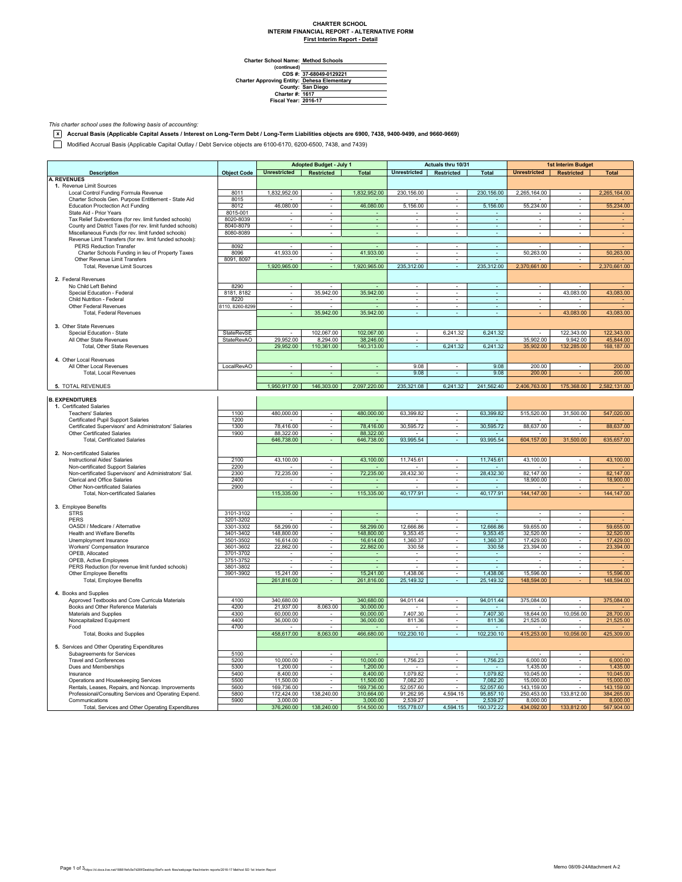**CHARTER SCHOOL**
**INTERIM FINANCIAL REPORT - ALTERNATIVE FORM**
**First Interim Report - Detail**

Charter School Name: **Method Schools**
(continued)
CDS #: **37-68049-0129221**
Charter Approving Entity: **Dehesa Elementary**
County: **San Diego**
Charter #: **1617**
Fiscal Year: **2016-17**

*This charter school uses the following basis of accounting:*

- [x] **Accrual Basis (Applicable Capital Assets / Interest on Long-Term Debt / Long-Term Liabilities objects are 6900, 7438, 9400-9499, and 9660-9669)**
- [ ] Modified Accrual Basis (Applicable Capital Outlay / Debt Service objects are 6100-6170, 6200-6500, 7438, and 7439)

| | | Adopted Budget - July 1 | | | Actuals thru 10/31 | | | 1st Interim Budget | | |
|---|---|---|---|---|---|---|---|---|---|---|
| Description | Object Code | Unrestricted | Restricted | Total | Unrestricted | Restricted | Total | Unrestricted | Restricted | Total |
| **A. REVENUES** | | | | | | | | | | |
| 1. Revenue Limit Sources | | | | | | | | | | |
| Local Control Funding Formula Revenue | 8011 | 1,832,952.00 | - | 1,832,952.00 | 230,156.00 | - | 230,156.00 | 2,265,164.00 | - | 2,265,164.00 |
| Charter Schools Gen. Purpose Entitlement - State Aid | 8015 | - | - | - | - | - | - | - | - | - |
| Education Proctection Act Funding | 8012 | 46,080.00 | - | 46,080.00 | 5,156.00 | - | 5,156.00 | 55,234.00 | - | 55,234.00 |
| State Aid - Prior Years | 8015-001 | - | - | - | - | - | - | - | - | - |
| Tax Relief Subventions (for rev. limit funded schools) | 8020-8039 | - | - | - | - | - | - | - | - | - |
| County and District Taxes (for rev. limit funded schools) | 8040-8079 | - | - | - | - | - | - | - | - | - |
| Miscellaneous Funds (for rev. limit funded schools) | 8080-8089 | - | - | - | - | - | - | - | - | - |
| Revenue Limit Transfers (for rev. limit funded schools): | | | | | | | | | | |
| PERS Reduction Transfer | 8092 | - | - | - | - | - | - | - | - | - |
| Charter Schools Funding in lieu of Property Taxes | 8096 | 41,933.00 | - | 41,933.00 | - | - | - | 50,263.00 | - | 50,263.00 |
| Other Revenue Limit Transfers | 8091, 8097 | - | - | - | - | - | - | - | - | - |
| Total, Revenue Limit Sources | | 1,920,965.00 | - | 1,920,965.00 | 235,312.00 | - | 235,312.00 | 2,370,661.00 | - | 2,370,661.00 |
| 2. Federal Revenues | | | | | | | | | | |
| No Child Left Behind | 8290 | - | - | - | - | - | - | - | - | - |
| Special Education - Federal | 8181, 8182 | - | 35,942.00 | 35,942.00 | - | - | - | - | 43,083.00 | 43,083.00 |
| Child Nutrition - Federal | 8220 | - | - | - | - | - | - | - | - | - |
| Other Federal Revenues | 8110, 8260-8299 | - | - | - | - | - | - | - | - | - |
| Total, Federal Revenues | | - | 35,942.00 | 35,942.00 | - | - | - | - | 43,083.00 | 43,083.00 |
| 3. Other State Revenues | | | | | | | | | | |
| Special Education - State | StateRevSE | - | 102,067.00 | 102,067.00 | - | 6,241.32 | 6,241.32 | - | 122,343.00 | 122,343.00 |
| All Other State Revenues | StateRevAO | 29,952.00 | 8,294.00 | 38,246.00 | - | - | - | 35,902.00 | 9,942.00 | 45,844.00 |
| Total, Other State Revenues | | 29,952.00 | 110,361.00 | 140,313.00 | - | 6,241.32 | 6,241.32 | 35,902.00 | 132,285.00 | 168,187.00 |
| 4. Other Local Revenues | | | | | | | | | | |
| All Other Local Revenues | LocalRevAO | - | - | - | 9.08 | - | 9.08 | 200.00 | - | 200.00 |
| Total, Local Revenues | | - | - | - | 9.08 | - | 9.08 | 200.00 | - | 200.00 |
| 5. TOTAL REVENUES | | 1,950,917.00 | 146,303.00 | 2,097,220.00 | 235,321.08 | 6,241.32 | 241,562.40 | 2,406,763.00 | 175,368.00 | 2,582,131.00 |
| **B. EXPENDITURES** | | | | | | | | | | |
| 1. Certificated Salaries | | | | | | | | | | |
| Teachers' Salaries | 1100 | 480,000.00 | - | 480,000.00 | 63,399.82 | - | 63,399.82 | 515,520.00 | 31,500.00 | 547,020.00 |
| Certificated Pupil Support Salaries | 1200 | - | - | - | - | - | - | - | - | - |
| Certificated Supervisors' and Administrators' Salaries | 1300 | 78,416.00 | - | 78,416.00 | 30,595.72 | - | 30,595.72 | 88,637.00 | - | 88,637.00 |
| Other Certificated Salaries | 1900 | 88,322.00 | - | 88,322.00 | - | - | - | - | - | - |
| Total, Certificated Salaries | | 646,738.00 | - | 646,738.00 | 93,995.54 | - | 93,995.54 | 604,157.00 | 31,500.00 | 635,657.00 |
| 2. Non-certificated Salaries | | | | | | | | | | |
| Instructional Aides' Salaries | 2100 | 43,100.00 | - | 43,100.00 | 11,745.61 | - | 11,745.61 | 43,100.00 | - | 43,100.00 |
| Non-certificated Support Salaries | 2200 | - | - | - | - | - | - | - | - | - |
| Non-certificated Supervisors' and Administrators' Sal. | 2300 | 72,235.00 | - | 72,235.00 | 28,432.30 | - | 28,432.30 | 82,147.00 | - | 82,147.00 |
| Clerical and Office Salaries | 2400 | - | - | - | - | - | - | 18,900.00 | - | 18,900.00 |
| Other Non-certificated Salaries | 2900 | - | - | - | - | - | - | - | - | - |
| Total, Non-certificated Salaries | | 115,335.00 | - | 115,335.00 | 40,177.91 | - | 40,177.91 | 144,147.00 | - | 144,147.00 |
| 3. Employee Benefits | | | | | | | | | | |
| STRS | 3101-3102 | - | - | - | - | - | - | - | - | - |
| PERS | 3201-3202 | - | - | - | - | - | - | - | - | - |
| OASDI / Medicare / Alternative | 3301-3302 | 58,299.00 | - | 58,299.00 | 12,666.86 | - | 12,666.86 | 59,655.00 | - | 59,655.00 |
| Health and Welfare Benefits | 3401-3402 | 148,800.00 | - | 148,800.00 | 9,353.45 | - | 9,353.45 | 32,520.00 | - | 32,520.00 |
| Unemployment Insurance | 3501-3502 | 16,614.00 | - | 16,614.00 | 1,360.37 | - | 1,360.37 | 17,429.00 | - | 17,429.00 |
| Workers' Compensation Insurance | 3601-3602 | 22,862.00 | - | 22,862.00 | 330.58 | - | 330.58 | 23,394.00 | - | 23,394.00 |
| OPEB, Allocated | 3701-3702 | - | - | - | - | - | - | - | - | - |
| OPEB, Active Employees | 3751-3752 | - | - | - | - | - | - | - | - | - |
| PERS Reduction (for revenue limit funded schools) | 3801-3802 | - | - | - | - | - | - | - | - | - |
| Other Employee Benefits | 3901-3902 | 15,241.00 | - | 15,241.00 | 1,438.06 | - | 1,438.06 | 15,596.00 | - | 15,596.00 |
| Total, Employee Benefits | | 261,816.00 | - | 261,816.00 | 25,149.32 | - | 25,149.32 | 148,594.00 | - | 148,594.00 |
| 4. Books and Supplies | | | | | | | | | | |
| Approved Textbooks and Core Curricula Materials | 4100 | 340,680.00 | - | 340,680.00 | 94,011.44 | - | 94,011.44 | 375,084.00 | - | 375,084.00 |
| Books and Other Reference Materials | 4200 | 21,937.00 | 8,063.00 | 30,000.00 | - | - | - | - | - | - |
| Materials and Supplies | 4300 | 60,000.00 | - | 60,000.00 | 7,407.30 | - | 7,407.30 | 18,644.00 | 10,056.00 | 28,700.00 |
| Noncapitalized Equipment | 4400 | 36,000.00 | - | 36,000.00 | 811.36 | - | 811.36 | 21,525.00 | - | 21,525.00 |
| Food | 4700 | - | - | - | - | - | - | - | - | - |
| Total, Books and Supplies | | 458,617.00 | 8,063.00 | 466,680.00 | 102,230.10 | - | 102,230.10 | 415,253.00 | 10,056.00 | 425,309.00 |
| 5. Services and Other Operating Expenditures | | | | | | | | | | |
| Subagreements for Services | 5100 | - | - | - | - | - | - | - | - | - |
| Travel and Conferences | 5200 | 10,000.00 | - | 10,000.00 | 1,756.23 | - | 1,756.23 | 6,000.00 | - | 6,000.00 |
| Dues and Memberships | 5300 | 1,200.00 | - | 1,200.00 | - | - | - | 1,435.00 | - | 1,435.00 |
| Insurance | 5400 | 8,400.00 | - | 8,400.00 | 1,079.82 | - | 1,079.82 | 10,045.00 | - | 10,045.00 |
| Operations and Housekeeping Services | 5500 | 11,500.00 | - | 11,500.00 | 7,082.20 | - | 7,082.20 | 15,000.00 | - | 15,000.00 |
| Rentals, Leases, Repairs, and Noncap. Improvements | 5600 | 169,736.00 | - | 169,736.00 | 52,057.60 | - | 52,057.60 | 143,159.00 | - | 143,159.00 |
| Professional/Consulting Services and Operating Expend. | 5800 | 172,424.00 | 138,240.00 | 310,664.00 | 91,262.95 | 4,594.15 | 95,857.10 | 250,453.00 | 133,812.00 | 384,265.00 |
| Communications | 5900 | 3,000.00 | - | 3,000.00 | 2,539.27 | - | 2,539.27 | 8,000.00 | - | 8,000.00 |
| Total, Services and Other Operating Expenditures | | 376,260.00 | 138,240.00 | 514,500.00 | 155,778.07 | 4,594.15 | 160,372.22 | 434,092.00 | 133,812.00 | 567,904.00 |

Memo 08/09-24Attachment A-2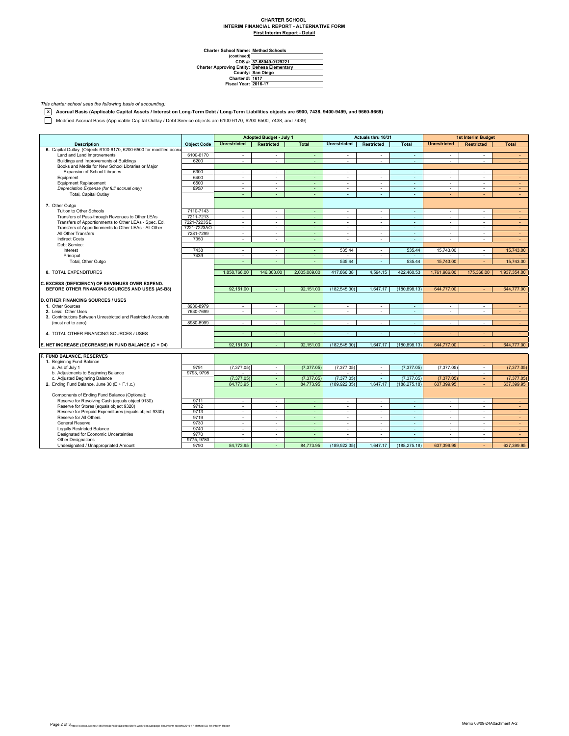**CHARTER SCHOOL**
**INTERIM FINANCIAL REPORT - ALTERNATIVE FORM**
**First Interim Report - Detail**

Charter School Name: **Method Schools**
(continued)
CDS #: **37-68049-0129221**
Charter Approving Entity: **Dehesa Elementary**
County: **San Diego**
Charter #: **1617**
Fiscal Year: **2016-17**

*This charter school uses the following basis of accounting:*

[x] **Accrual Basis (Applicable Capital Assets / Interest on Long-Term Debt / Long-Term Liabilities objects are 6900, 7438, 9400-9499, and 9660-9669)**

[ ] Modified Accrual Basis (Applicable Capital Outlay / Debt Service objects are 6100-6170, 6200-6500, 7438, and 7439)

| Description | Object Code | Adopted Budget - July 1 | | | Actuals thru 10/31 | | | 1st Interim Budget | | |
|---|---|---|---|---|---|---|---|---|---|---|
| | | Unrestricted | Restricted | Total | Unrestricted | Restricted | Total | Unrestricted | Restricted | Total |
| 6. Capital Outlay (Objects 6100-6170, 6200-6500 for modified accrua | | | | | | | | | | |
| Land and Land Improvements | 6100-6170 | - | - | - | - | - | - | - | - | - |
| Buildings and Improvements of Buildings | 6200 | - | - | - | - | - | - | - | - | - |
| Books and Media for New School Libraries or Major Expansion of School Libraries | 6300 | - | - | - | - | - | - | - | - | - |
| Equipment | 6400 | - | - | - | - | - | - | - | - | - |
| Equipment Replacement | 6500 | - | - | - | - | - | - | - | - | - |
| *Depreciation Expense (for full accrual only)* | *6900* | - | - | - | - | - | - | - | - | - |
| Total, Capital Outlay | | - | - | - | - | - | - | - | - | - |
| 7. Other Outgo | | | | | | | | | | |
| Tuition to Other Schools | 7110-7143 | - | - | - | - | - | - | - | - | - |
| Transfers of Pass-through Revenues to Other LEAs | 7211-7213 | - | - | - | - | - | - | - | - | - |
| Transfers of Apportionments to Other LEAs - Spec. Ed. | 7221-7223SE | - | - | - | - | - | - | - | - | - |
| Transfers of Apportionments to Other LEAs - All Other | 7221-7223AO | - | - | - | - | - | - | - | - | - |
| All Other Transfers | 7281-7299 | - | - | - | - | - | - | - | - | - |
| Indirect Costs | 7350 | - | - | - | - | - | - | - | - | - |
| Debt Service: | | | | | | | | | | |
| Interest | 7438 | - | - | - | 535.44 | - | 535.44 | 15,743.00 | - | 15,743.00 |
| Principal | 7439 | - | - | - | - | - | - | - | - | - |
| Total, Other Outgo | | - | - | - | 535.44 | - | 535.44 | 15,743.00 | - | 15,743.00 |
| 8. TOTAL EXPENDITURES | | 1,858,766.00 | 146,303.00 | 2,005,069.00 | 417,866.38 | 4,594.15 | 422,460.53 | 1,761,986.00 | 175,368.00 | 1,937,354.00 |
| **C. EXCESS (DEFICIENCY) OF REVENUES OVER EXPEND. BEFORE OTHER FINANCING SOURCES AND USES (A5-B8)** | | 92,151.00 | - | 92,151.00 | (182,545.30) | 1,647.17 | (180,898.13) | 644,777.00 | - | 644,777.00 |
| **D. OTHER FINANCING SOURCES / USES** | | | | | | | | | | |
| 1. Other Sources | 8930-8979 | - | - | - | - | - | - | - | - | - |
| 2. Less: Other Uses | 7630-7699 | - | - | - | - | - | - | - | - | - |
| 3. Contributions Between Unrestricted and Restricted Accounts (must net to zero) | 8980-8999 | - | - | - | - | - | - | - | - | - |
| 4. TOTAL OTHER FINANCING SOURCES / USES | | - | - | - | - | - | - | - | - | - |
| **E. NET INCREASE (DECREASE) IN FUND BALANCE (C + D4)** | | 92,151.00 | - | 92,151.00 | (182,545.30) | 1,647.17 | (180,898.13) | 644,777.00 | - | 644,777.00 |
| **F. FUND BALANCE, RESERVES** | | | | | | | | | | |
| 1. Beginning Fund Balance | | | | | | | | | | |
| a. As of July 1 | 9791 | (7,377.05) | - | (7,377.05) | (7,377.05) | - | (7,377.05) | (7,377.05) | - | (7,377.05) |
| b. Adjustments to Beginning Balance | 9793, 9795 | - | - | - | - | - | - | - | - | - |
| c. Adjusted Beginning Balance | | (7,377.05) | - | (7,377.05) | (7,377.05) | - | (7,377.05) | (7,377.05) | - | (7,377.05) |
| 2. Ending Fund Balance, June 30 (E + F.1.c.) | | 84,773.95 | - | 84,773.95 | (189,922.35) | 1,647.17 | (188,275.18) | 637,399.95 | - | 637,399.95 |
| Components of Ending Fund Balance (Optional): | | | | | | | | | | |
| Reserve for Revolving Cash (equals object 9130) | 9711 | - | - | - | - | - | - | - | - | - |
| Reserve for Stores (equals object 9320) | 9712 | - | - | - | - | - | - | - | - | - |
| Reserve for Prepaid Expenditures (equals object 9330) | 9713 | - | - | - | - | - | - | - | - | - |
| Reserve for All Others | 9719 | - | - | - | - | - | - | - | - | - |
| General Reserve | 9730 | - | - | - | - | - | - | - | - | - |
| Legally Restricted Balance | 9740 | - | - | - | - | - | - | - | - | - |
| Designated for Economic Uncertainties | 9770 | - | - | - | - | - | - | - | - | - |
| Other Designations | 9775, 9780 | - | - | - | - | - | - | - | - | - |
| Undesignated / Unappropriated Amount | 9790 | 84,773.95 | - | 84,773.95 | (189,922.35) | 1,647.17 | (188,275.18) | 637,399.95 | - | 637,399.95 |

Memo 08/09-24Attachment A-2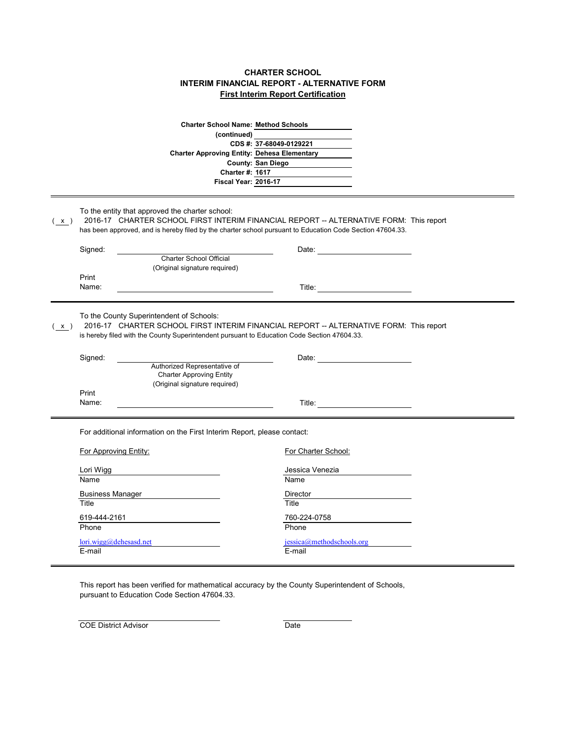# CHARTER SCHOOL
# INTERIM FINANCIAL REPORT - ALTERNATIVE FORM
## First Interim Report Certification

**Charter School Name:** Method Schools
**(continued)**
**CDS #:** 37-68049-0129221
**Charter Approving Entity:** Dehesa Elementary
**County:** San Diego
**Charter #:** 1617
**Fiscal Year:** 2016-17

---

To the entity that approved the charter school:

( x ) 2016-17 CHARTER SCHOOL FIRST INTERIM FINANCIAL REPORT -- ALTERNATIVE FORM: This report has been approved, and is hereby filed by the charter school pursuant to Education Code Section 47604.33.

Signed: ______________________________ Date: ____________________
Charter School Official
(Original signature required)

Print Name: ______________________________ Title: ____________________

---

To the County Superintendent of Schools:

( x ) 2016-17 CHARTER SCHOOL FIRST INTERIM FINANCIAL REPORT -- ALTERNATIVE FORM: This report is hereby filed with the County Superintendent pursuant to Education Code Section 47604.33.

Signed: ______________________________ Date: ____________________
Authorized Representative of Charter Approving Entity
(Original signature required)

Print Name: ______________________________ Title: ____________________

---

For additional information on the First Interim Report, please contact:

| For Approving Entity: | For Charter School: |
|---|---|
| Lori Wigg (Name) | Jessica Venezia (Name) |
| Business Manager (Title) | Director (Title) |
| 619-444-2161 (Phone) | 760-224-0758 (Phone) |
| lori.wigg@dehesasd.net (E-mail) | jessica@methodschools.org (E-mail) |

---

This report has been verified for mathematical accuracy by the County Superintendent of Schools, pursuant to Education Code Section 47604.33.

______________________________ ____________________
COE District Advisor Date